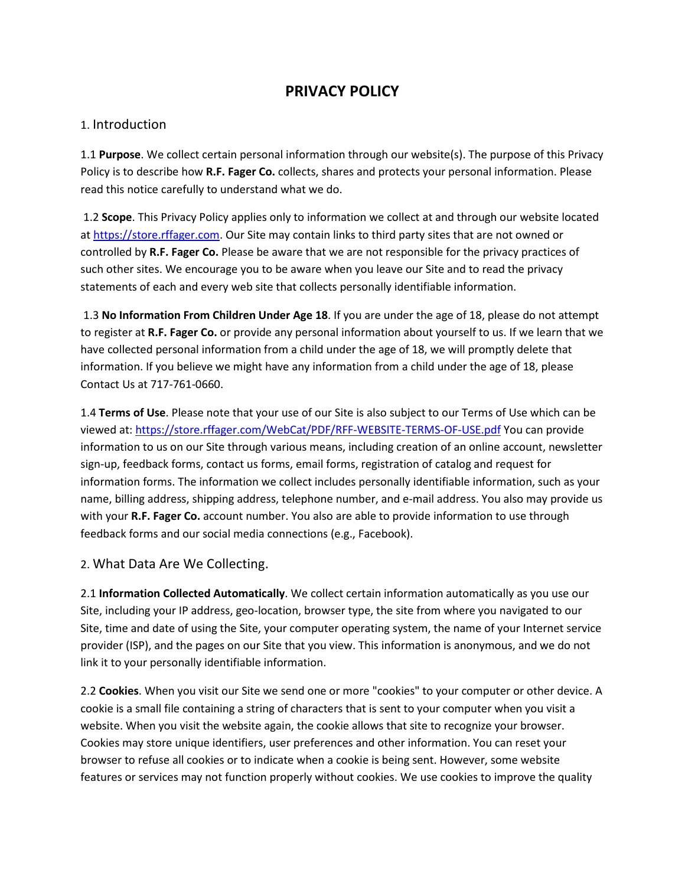# PRIVACY POLICY

## 1. Introduction

1.1 **Purpose**. We collect certain personal information through our website(s). The purpose of this Privacy Policy is to describe how **R.F. Fager Co.** collects, shares and protects your personal information. Please read this notice carefully to understand what we do.

1.2 **Scope**. This Privacy Policy applies only to information we collect at and through our website located at [https://store.rffager.com](https://store.rffager.com). Our Site may contain links to third party sites that are not owned or controlled by **R.F. Fager Co.** Please be aware that we are not responsible for the privacy practices of such other sites. We encourage you to be aware when you leave our Site and to read the privacy statements of each and every web site that collects personally identifiable information.

1.3 **No Information From Children Under Age 18**. If you are under the age of 18, please do not attempt to register at **R.F. Fager Co.** or provide any personal information about yourself to us. If we learn that we have collected personal information from a child under the age of 18, we will promptly delete that information. If you believe we might have any information from a child under the age of 18, please Contact Us at 717-761-0660.

1.4 **Terms of Use**. Please note that your use of our Site is also subject to our Terms of Use which can be viewed at: [https://store.rffager.com/WebCat/PDF/RFF-WEBSITE-TERMS-OF-USE.pdf](https://store.rffager.com/WebCat/PDF/RFF-WEBSITE-TERMS-OF-USE.pdf) You can provide information to us on our Site through various means, including creation of an online account, newsletter sign-up, feedback forms, contact us forms, email forms, registration of catalog and request for information forms. The information we collect includes personally identifiable information, such as your name, billing address, shipping address, telephone number, and e-mail address. You also may provide us with your **R.F. Fager Co.** account number. You also are able to provide information to use through feedback forms and our social media connections (e.g., Facebook).

## 2. What Data Are We Collecting.

2.1 **Information Collected Automatically**. We collect certain information automatically as you use our Site, including your IP address, geo-location, browser type, the site from where you navigated to our Site, time and date of using the Site, your computer operating system, the name of your Internet service provider (ISP), and the pages on our Site that you view. This information is anonymous, and we do not link it to your personally identifiable information.

2.2 **Cookies**. When you visit our Site we send one or more "cookies" to your computer or other device. A cookie is a small file containing a string of characters that is sent to your computer when you visit a website. When you visit the website again, the cookie allows that site to recognize your browser. Cookies may store unique identifiers, user preferences and other information. You can reset your browser to refuse all cookies or to indicate when a cookie is being sent. However, some website features or services may not function properly without cookies. We use cookies to improve the quality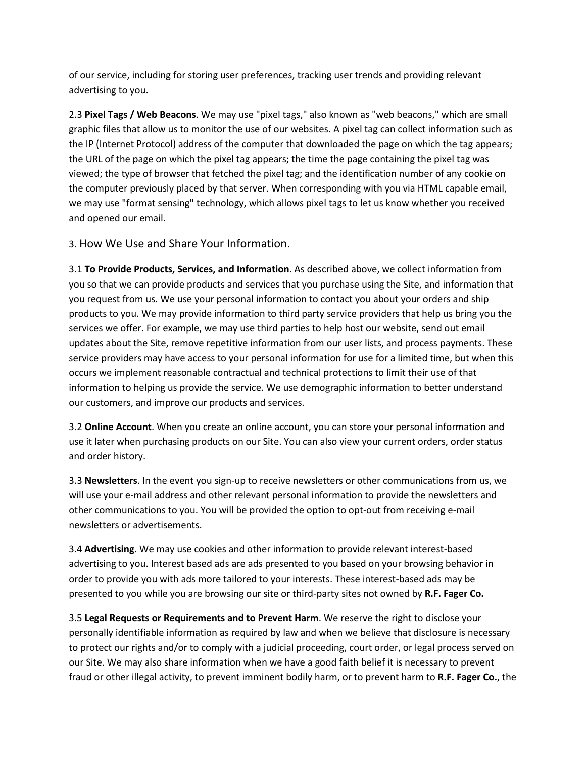of our service, including for storing user preferences, tracking user trends and providing relevant advertising to you.

2.3 **Pixel Tags / Web Beacons**. We may use "pixel tags," also known as "web beacons," which are small graphic files that allow us to monitor the use of our websites. A pixel tag can collect information such as the IP (Internet Protocol) address of the computer that downloaded the page on which the tag appears; the URL of the page on which the pixel tag appears; the time the page containing the pixel tag was viewed; the type of browser that fetched the pixel tag; and the identification number of any cookie on the computer previously placed by that server. When corresponding with you via HTML capable email, we may use "format sensing" technology, which allows pixel tags to let us know whether you received and opened our email.

## 3. How We Use and Share Your Information.

3.1 **To Provide Products, Services, and Information**. As described above, we collect information from you so that we can provide products and services that you purchase using the Site, and information that you request from us. We use your personal information to contact you about your orders and ship products to you. We may provide information to third party service providers that help us bring you the services we offer. For example, we may use third parties to help host our website, send out email updates about the Site, remove repetitive information from our user lists, and process payments. These service providers may have access to your personal information for use for a limited time, but when this occurs we implement reasonable contractual and technical protections to limit their use of that information to helping us provide the service. We use demographic information to better understand our customers, and improve our products and services.

3.2 **Online Account**. When you create an online account, you can store your personal information and use it later when purchasing products on our Site. You can also view your current orders, order status and order history.

3.3 **Newsletters**. In the event you sign-up to receive newsletters or other communications from us, we will use your e-mail address and other relevant personal information to provide the newsletters and other communications to you. You will be provided the option to opt-out from receiving e-mail newsletters or advertisements.

3.4 **Advertising**. We may use cookies and other information to provide relevant interest-based advertising to you. Interest based ads are ads presented to you based on your browsing behavior in order to provide you with ads more tailored to your interests. These interest-based ads may be presented to you while you are browsing our site or third-party sites not owned by **R.F. Fager Co.**

3.5 **Legal Requests or Requirements and to Prevent Harm**. We reserve the right to disclose your personally identifiable information as required by law and when we believe that disclosure is necessary to protect our rights and/or to comply with a judicial proceeding, court order, or legal process served on our Site. We may also share information when we have a good faith belief it is necessary to prevent fraud or other illegal activity, to prevent imminent bodily harm, or to prevent harm to **R.F. Fager Co.**, the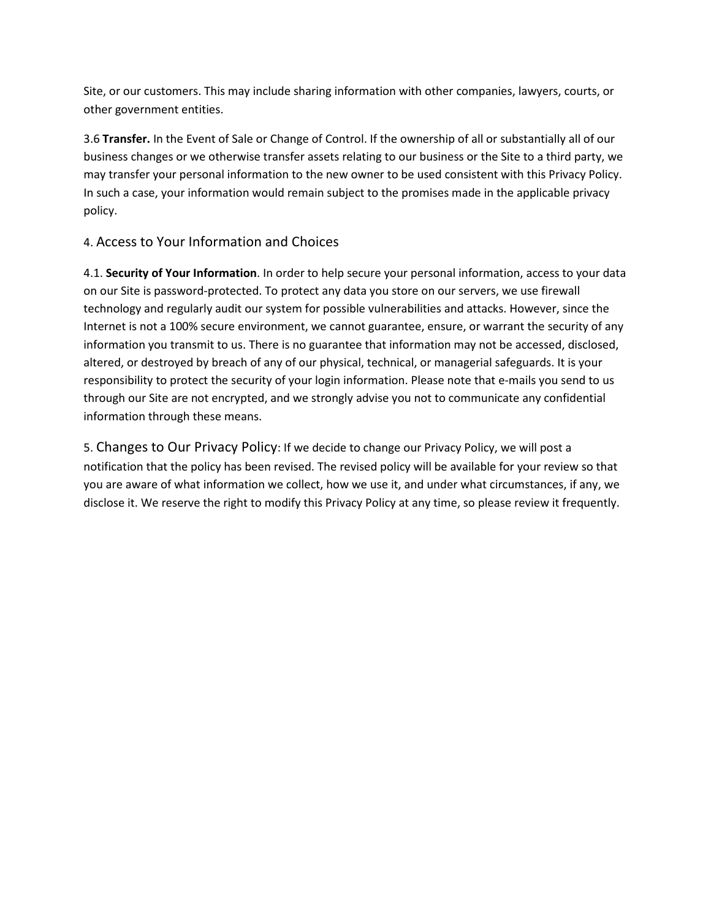Site, or our customers. This may include sharing information with other companies, lawyers, courts, or other government entities.

3.6 **Transfer.** In the Event of Sale or Change of Control. If the ownership of all or substantially all of our business changes or we otherwise transfer assets relating to our business or the Site to a third party, we may transfer your personal information to the new owner to be used consistent with this Privacy Policy. In such a case, your information would remain subject to the promises made in the applicable privacy policy.

## 4. Access to Your Information and Choices

4.1. **Security of Your Information**. In order to help secure your personal information, access to your data on our Site is password-protected. To protect any data you store on our servers, we use firewall technology and regularly audit our system for possible vulnerabilities and attacks. However, since the Internet is not a 100% secure environment, we cannot guarantee, ensure, or warrant the security of any information you transmit to us. There is no guarantee that information may not be accessed, disclosed, altered, or destroyed by breach of any of our physical, technical, or managerial safeguards. It is your responsibility to protect the security of your login information. Please note that e-mails you send to us through our Site are not encrypted, and we strongly advise you not to communicate any confidential information through these means.

5. Changes to Our Privacy Policy: If we decide to change our Privacy Policy, we will post a notification that the policy has been revised. The revised policy will be available for your review so that you are aware of what information we collect, how we use it, and under what circumstances, if any, we disclose it. We reserve the right to modify this Privacy Policy at any time, so please review it frequently.